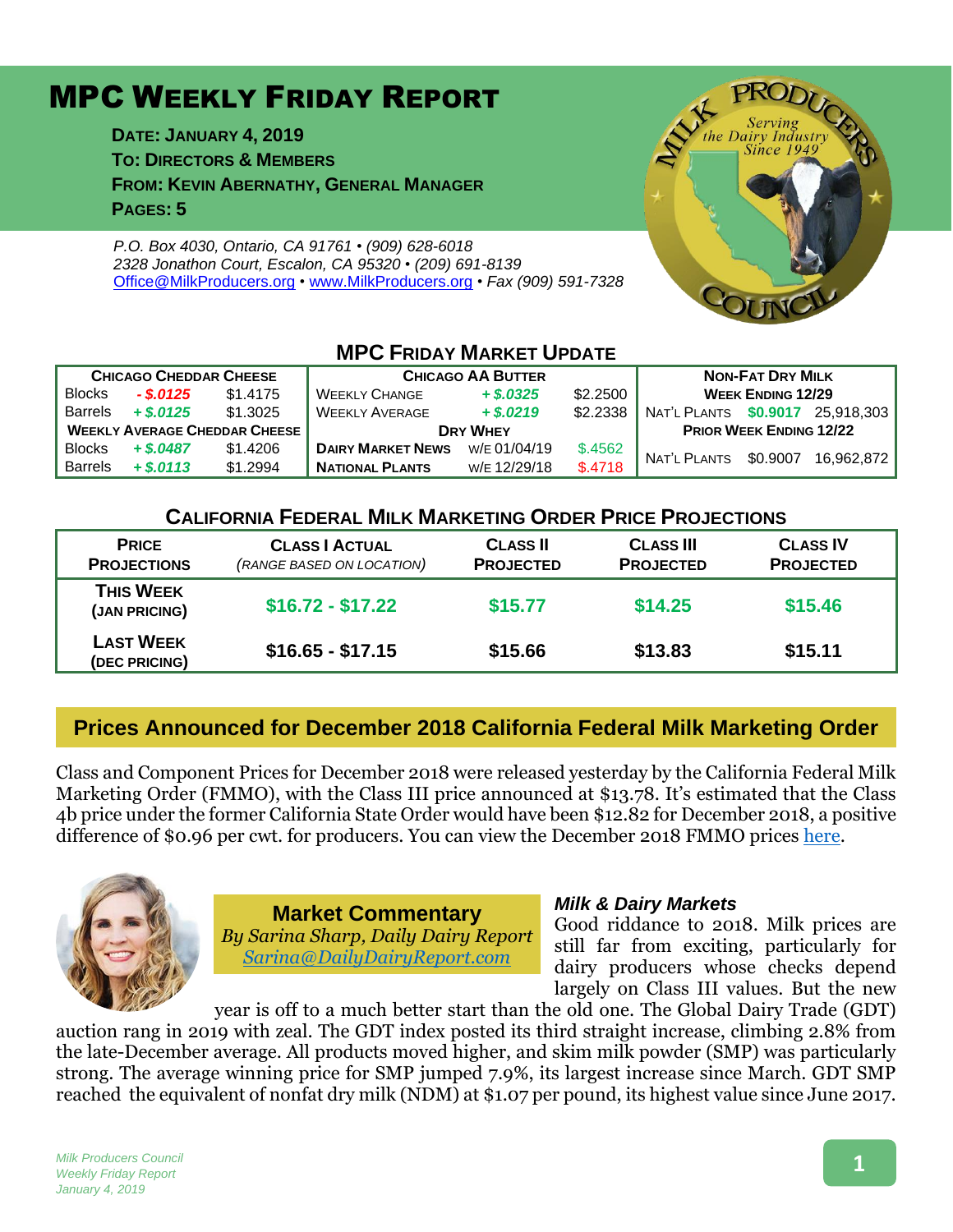# MPC Weekly Friday Report

**Date: January 4, 2019**
**To: Directors & Members**
**From: Kevin Abernathy, General Manager**
**Pages: 5**

*P.O. Box 4030, Ontario, CA 91761 • (909) 628-6018*
*2328 Jonathon Court, Escalon, CA 95320 • (209) 691-8139*
*Office@MilkProducers.org • www.MilkProducers.org • Fax (909) 591-7328*

## MPC Friday Market Update

| Chicago Cheddar Cheese | | | Chicago AA Butter | | | Non-Fat Dry Milk | | |
|---|---|---|---|---|---|---|---|---|
| Blocks | - $.0125 | $1.4175 | Weekly Change | + $.0325 | $2.2500 | Week Ending 12/29 | | |
| Barrels | + $.0125 | $1.3025 | Weekly Average | + $.0219 | $2.2338 | Nat'l Plants | $0.9017 | 25,918,303 |
| Weekly Average Cheddar Cheese | | | Dry Whey | | | Prior Week Ending 12/22 | | |
| Blocks | + $.0487 | $1.4206 | Dairy Market News | w/e 01/04/19 | $.4562 | Nat'l Plants | $0.9007 | 16,962,872 |
| Barrels | + $.0113 | $1.2994 | National Plants | w/e 12/29/18 | $.4718 | | | |

## California Federal Milk Marketing Order Price Projections

| Price Projections | Class I Actual (range based on location) | Class II Projected | Class III Projected | Class IV Projected |
|---|---|---|---|---|
| This Week (Jan Pricing) | $16.72 - $17.22 | $15.77 | $14.25 | $15.46 |
| Last Week (Dec Pricing) | $16.65 - $17.15 | $15.66 | $13.83 | $15.11 |

## Prices Announced for December 2018 California Federal Milk Marketing Order

Class and Component Prices for December 2018 were released yesterday by the California Federal Milk Marketing Order (FMMO), with the Class III price announced at $13.78. It's estimated that the Class 4b price under the former California State Order would have been $12.82 for December 2018, a positive difference of $0.96 per cwt. for producers. You can view the December 2018 FMMO prices here.

## Market Commentary

*By Sarina Sharp, Daily Dairy Report*
*Sarina@DailyDairyReport.com*

### *Milk & Dairy Markets*

Good riddance to 2018. Milk prices are still far from exciting, particularly for dairy producers whose checks depend largely on Class III values. But the new year is off to a much better start than the old one. The Global Dairy Trade (GDT) auction rang in 2019 with zeal. The GDT index posted its third straight increase, climbing 2.8% from the late-December average. All products moved higher, and skim milk powder (SMP) was particularly strong. The average winning price for SMP jumped 7.9%, its largest increase since March. GDT SMP reached the equivalent of nonfat dry milk (NDM) at $1.07 per pound, its highest value since June 2017.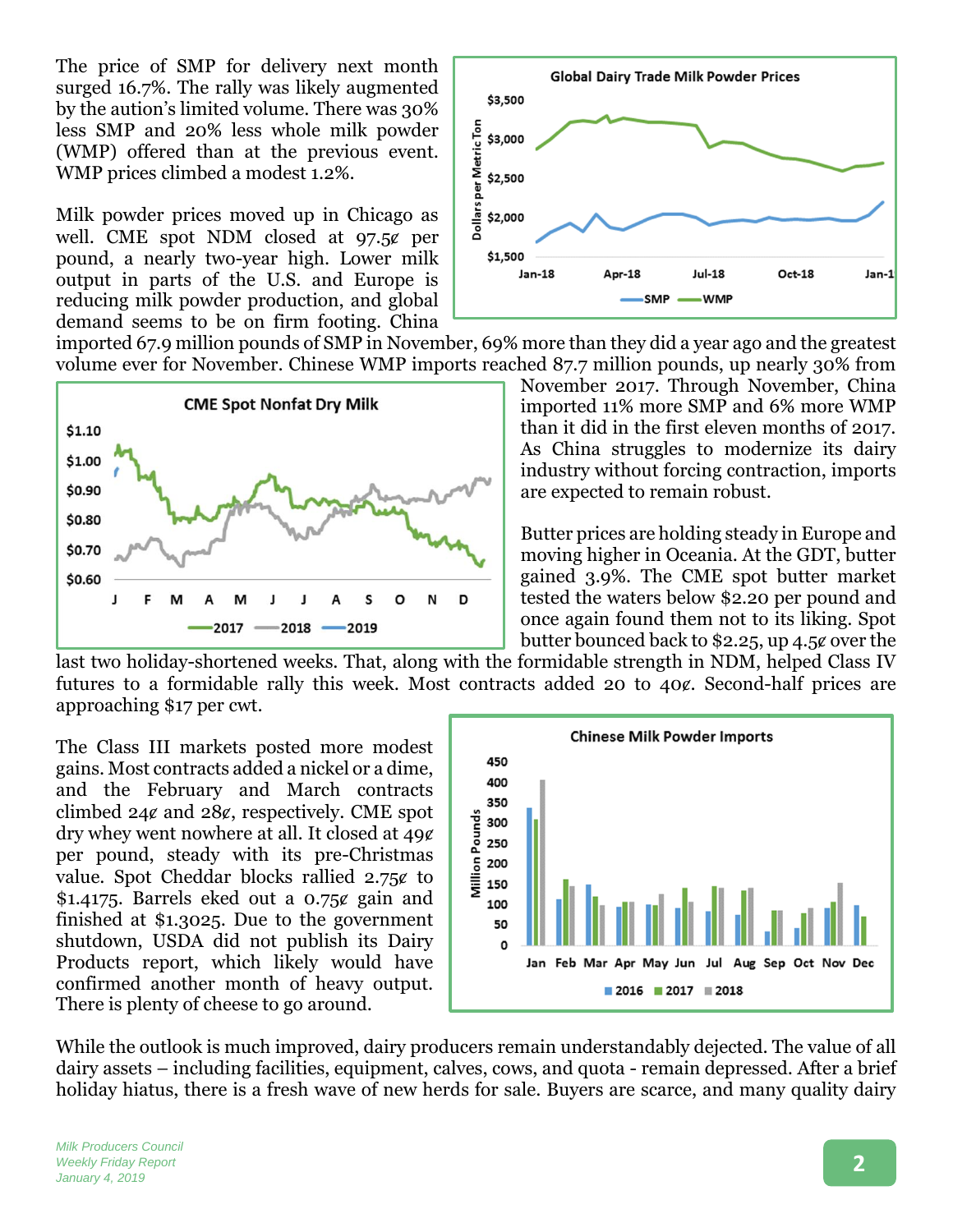The price of SMP for delivery next month surged 16.7%. The rally was likely augmented by the aution's limited volume. There was 30% less SMP and 20% less whole milk powder (WMP) offered than at the previous event. WMP prices climbed a modest 1.2%.

Milk powder prices moved up in Chicago as well. CME spot NDM closed at 97.5¢ per pound, a nearly two-year high. Lower milk output in parts of the U.S. and Europe is reducing milk powder production, and global demand seems to be on firm footing. China imported 67.9 million pounds of SMP in November, 69% more than they did a year ago and the greatest volume ever for November. Chinese WMP imports reached 87.7 million pounds, up nearly 30% from November 2017. Through November, China imported 11% more SMP and 6% more WMP than it did in the first eleven months of 2017. As China struggles to modernize its dairy industry without forcing contraction, imports are expected to remain robust.

Butter prices are holding steady in Europe and moving higher in Oceania. At the GDT, butter gained 3.9%. The CME spot butter market tested the waters below $2.20 per pound and once again found them not to its liking. Spot butter bounced back to $2.25, up 4.5¢ over the last two holiday-shortened weeks. That, along with the formidable strength in NDM, helped Class IV futures to a formidable rally this week. Most contracts added 20 to 40¢. Second-half prices are approaching $17 per cwt.

The Class III markets posted more modest gains. Most contracts added a nickel or a dime, and the February and March contracts climbed 24¢ and 28¢, respectively. CME spot dry whey went nowhere at all. It closed at 49¢ per pound, steady with its pre-Christmas value. Spot Cheddar blocks rallied 2.75¢ to $1.4175. Barrels eked out a 0.75¢ gain and finished at $1.3025. Due to the government shutdown, USDA did not publish its Dairy Products report, which likely would have confirmed another month of heavy output. There is plenty of cheese to go around.

While the outlook is much improved, dairy producers remain understandably dejected. The value of all dairy assets – including facilities, equipment, calves, cows, and quota - remain depressed. After a brief holiday hiatus, there is a fresh wave of new herds for sale. Buyers are scarce, and many quality dairy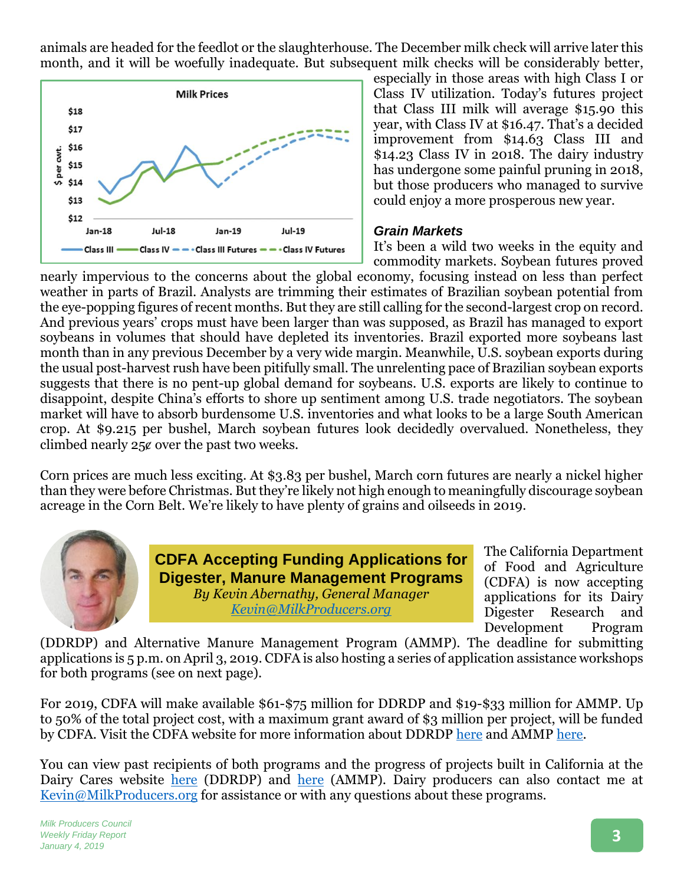animals are headed for the feedlot or the slaughterhouse. The December milk check will arrive later this month, and it will be woefully inadequate. But subsequent milk checks will be considerably better, especially in those areas with high Class I or Class IV utilization. Today's futures project that Class III milk will average $15.90 this year, with Class IV at $16.47. That's a decided improvement from $14.63 Class III and $14.23 Class IV in 2018. The dairy industry has undergone some painful pruning in 2018, but those producers who managed to survive could enjoy a more prosperous new year.

### Grain Markets

It's been a wild two weeks in the equity and commodity markets. Soybean futures proved nearly impervious to the concerns about the global economy, focusing instead on less than perfect weather in parts of Brazil. Analysts are trimming their estimates of Brazilian soybean potential from the eye-popping figures of recent months. But they are still calling for the second-largest crop on record. And previous years' crops must have been larger than was supposed, as Brazil has managed to export soybeans in volumes that should have depleted its inventories. Brazil exported more soybeans last month than in any previous December by a very wide margin. Meanwhile, U.S. soybean exports during the usual post-harvest rush have been pitifully small. The unrelenting pace of Brazilian soybean exports suggests that there is no pent-up global demand for soybeans. U.S. exports are likely to continue to disappoint, despite China's efforts to shore up sentiment among U.S. trade negotiators. The soybean market will have to absorb burdensome U.S. inventories and what looks to be a large South American crop. At $9.215 per bushel, March soybean futures look decidedly overvalued. Nonetheless, they climbed nearly 25¢ over the past two weeks.

Corn prices are much less exciting. At $3.83 per bushel, March corn futures are nearly a nickel higher than they were before Christmas. But they're likely not high enough to meaningfully discourage soybean acreage in the Corn Belt. We're likely to have plenty of grains and oilseeds in 2019.

## CDFA Accepting Funding Applications for Digester, Manure Management Programs

*By Kevin Abernathy, General Manager*
*Kevin@MilkProducers.org*

The California Department of Food and Agriculture (CDFA) is now accepting applications for its Dairy Digester Research and Development Program (DDRDP) and Alternative Manure Management Program (AMMP). The deadline for submitting applications is 5 p.m. on April 3, 2019. CDFA is also hosting a series of application assistance workshops for both programs (see on next page).

For 2019, CDFA will make available $61-$75 million for DDRDP and $19-$33 million for AMMP. Up to 50% of the total project cost, with a maximum grant award of $3 million per project, will be funded by CDFA. Visit the CDFA website for more information about DDRDP here and AMMP here.

You can view past recipients of both programs and the progress of projects built in California at the Dairy Cares website here (DDRDP) and here (AMMP). Dairy producers can also contact me at Kevin@MilkProducers.org for assistance or with any questions about these programs.

*Milk Producers Council*
*Weekly Friday Report*
*January 4, 2019*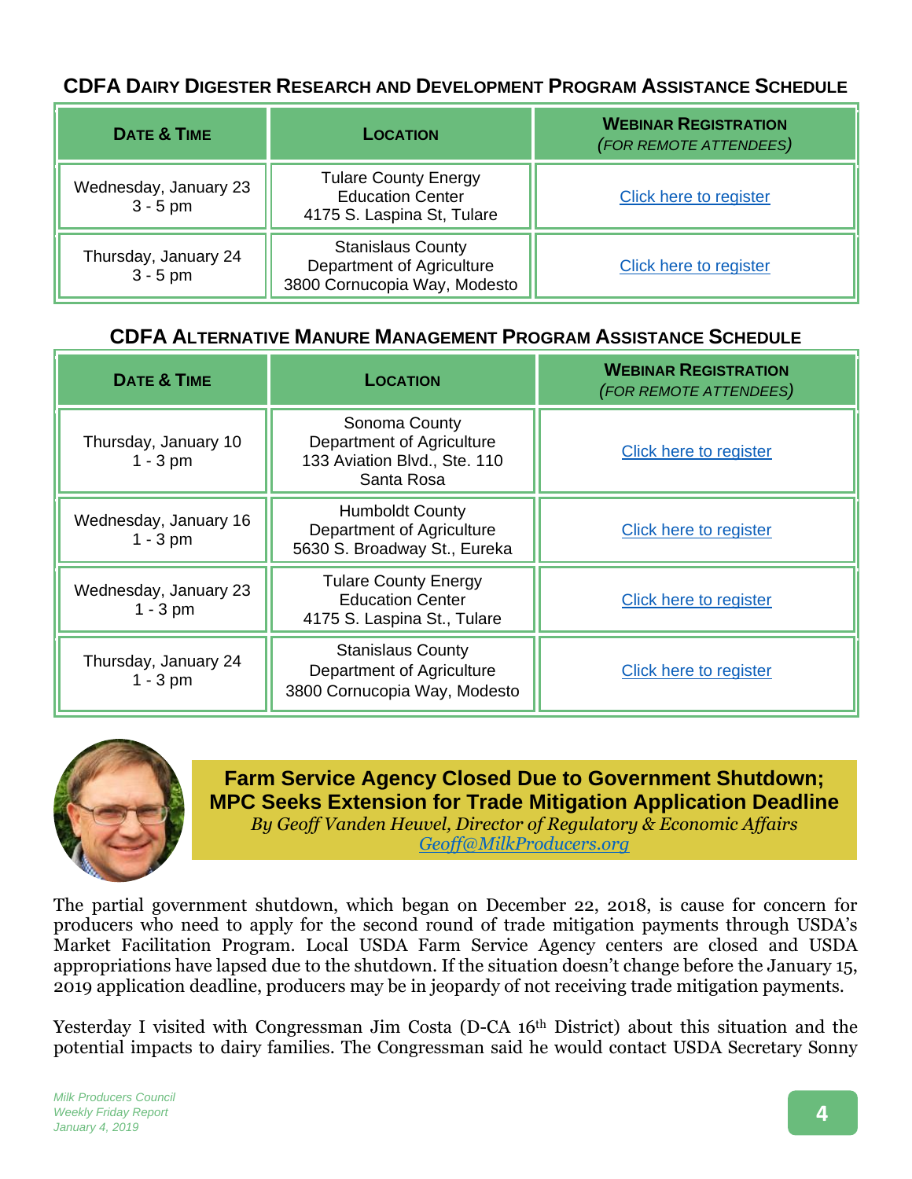### CDFA Dairy Digester Research and Development Program Assistance Schedule

| Date & Time | Location | Webinar Registration *(for remote attendees)* |
|---|---|---|
| Wednesday, January 23 3 - 5 pm | Tulare County Energy Education Center 4175 S. Laspina St, Tulare | Click here to register |
| Thursday, January 24 3 - 5 pm | Stanislaus County Department of Agriculture 3800 Cornucopia Way, Modesto | Click here to register |

### CDFA Alternative Manure Management Program Assistance Schedule

| Date & Time | Location | Webinar Registration *(for remote attendees)* |
|---|---|---|
| Thursday, January 10 1 - 3 pm | Sonoma County Department of Agriculture 133 Aviation Blvd., Ste. 110 Santa Rosa | Click here to register |
| Wednesday, January 16 1 - 3 pm | Humboldt County Department of Agriculture 5630 S. Broadway St., Eureka | Click here to register |
| Wednesday, January 23 1 - 3 pm | Tulare County Energy Education Center 4175 S. Laspina St., Tulare | Click here to register |
| Thursday, January 24 1 - 3 pm | Stanislaus County Department of Agriculture 3800 Cornucopia Way, Modesto | Click here to register |

## Farm Service Agency Closed Due to Government Shutdown; MPC Seeks Extension for Trade Mitigation Application Deadline

*By Geoff Vanden Heuvel, Director of Regulatory & Economic Affairs*
*Geoff@MilkProducers.org*

The partial government shutdown, which began on December 22, 2018, is cause for concern for producers who need to apply for the second round of trade mitigation payments through USDA's Market Facilitation Program. Local USDA Farm Service Agency centers are closed and USDA appropriations have lapsed due to the shutdown. If the situation doesn't change before the January 15, 2019 application deadline, producers may be in jeopardy of not receiving trade mitigation payments.

Yesterday I visited with Congressman Jim Costa (D-CA 16th District) about this situation and the potential impacts to dairy families. The Congressman said he would contact USDA Secretary Sonny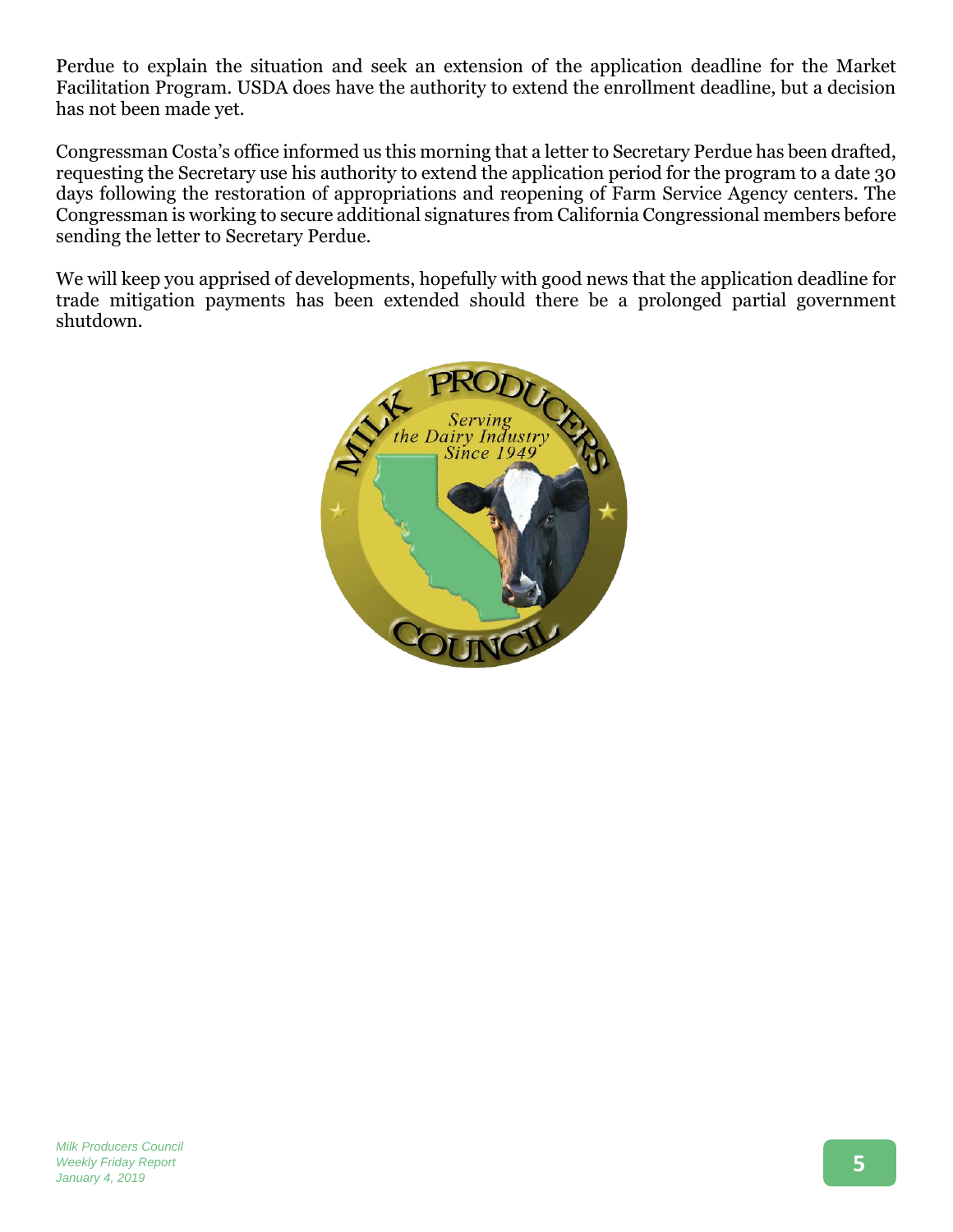Perdue to explain the situation and seek an extension of the application deadline for the Market Facilitation Program. USDA does have the authority to extend the enrollment deadline, but a decision has not been made yet.

Congressman Costa's office informed us this morning that a letter to Secretary Perdue has been drafted, requesting the Secretary use his authority to extend the application period for the program to a date 30 days following the restoration of appropriations and reopening of Farm Service Agency centers. The Congressman is working to secure additional signatures from California Congressional members before sending the letter to Secretary Perdue.

We will keep you apprised of developments, hopefully with good news that the application deadline for trade mitigation payments has been extended should there be a prolonged partial government shutdown.